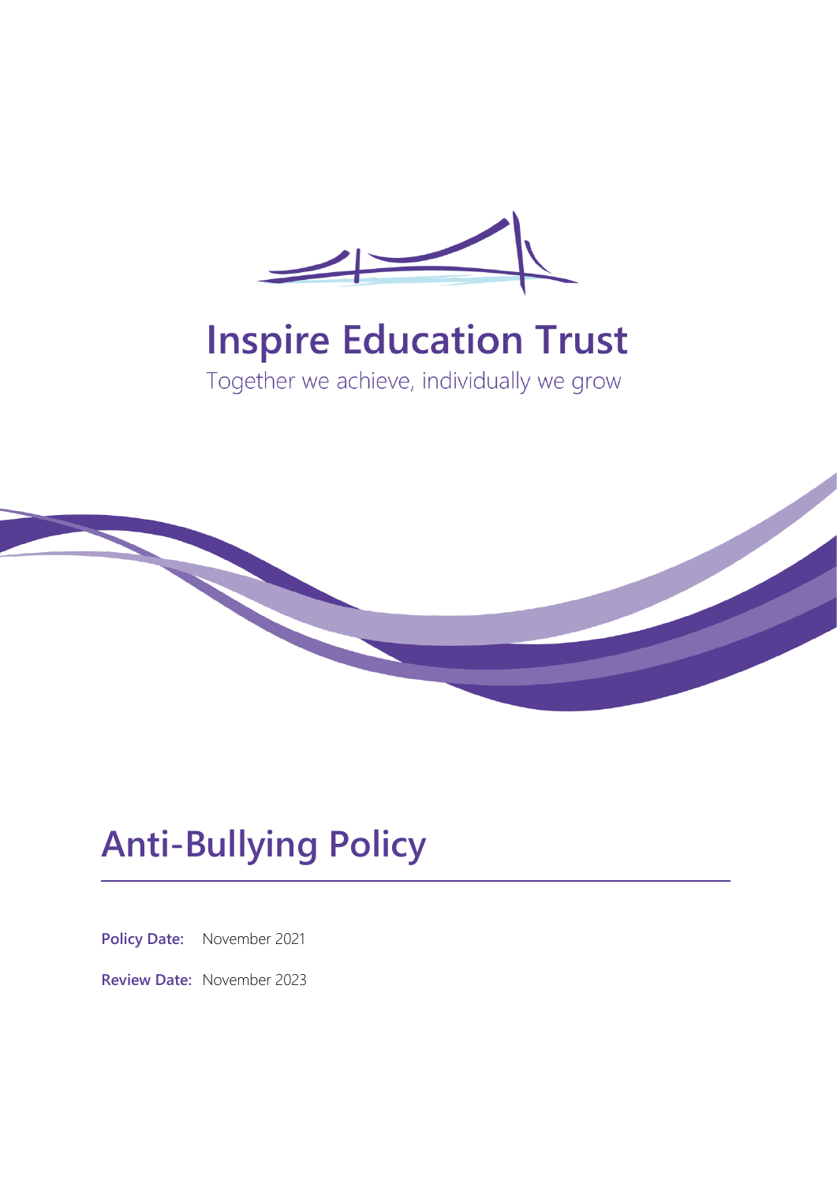# Inspire Education Trust

Together we achieve, individually we grow

# Anti-Bullying Policy

**Policy Date:** November 2021

**Review Date:** November 2023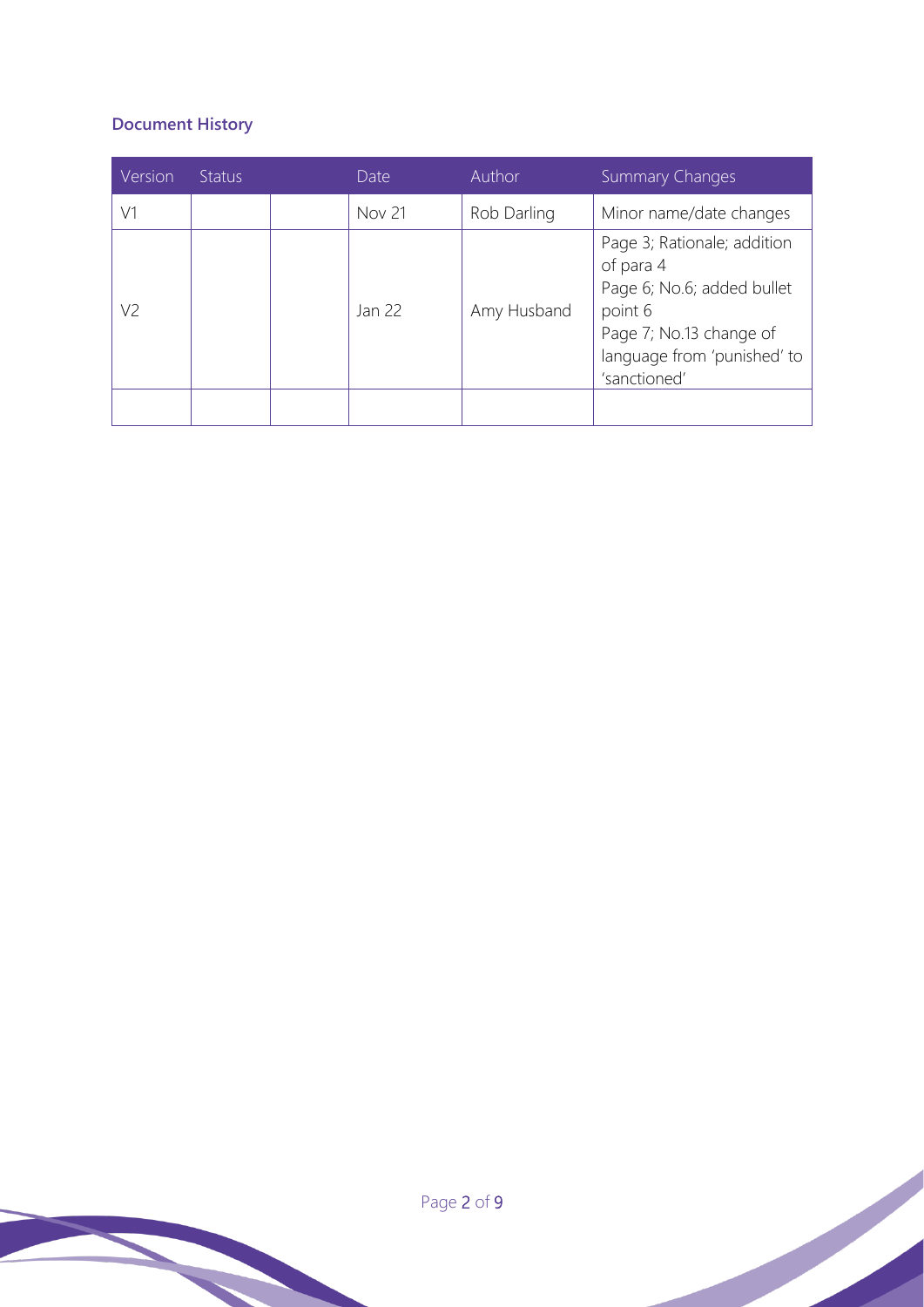## Document History

| Version | Status | | Date | Author | Summary Changes |
|---|---|---|---|---|---|
| V1 | | | Nov 21 | Rob Darling | Minor name/date changes |
| V2 | | | Jan 22 | Amy Husband | Page 3; Rationale; addition of para 4<br>Page 6; No.6; added bullet point 6<br>Page 7; No.13 change of language from 'punished' to 'sanctioned' |
| | | | | | |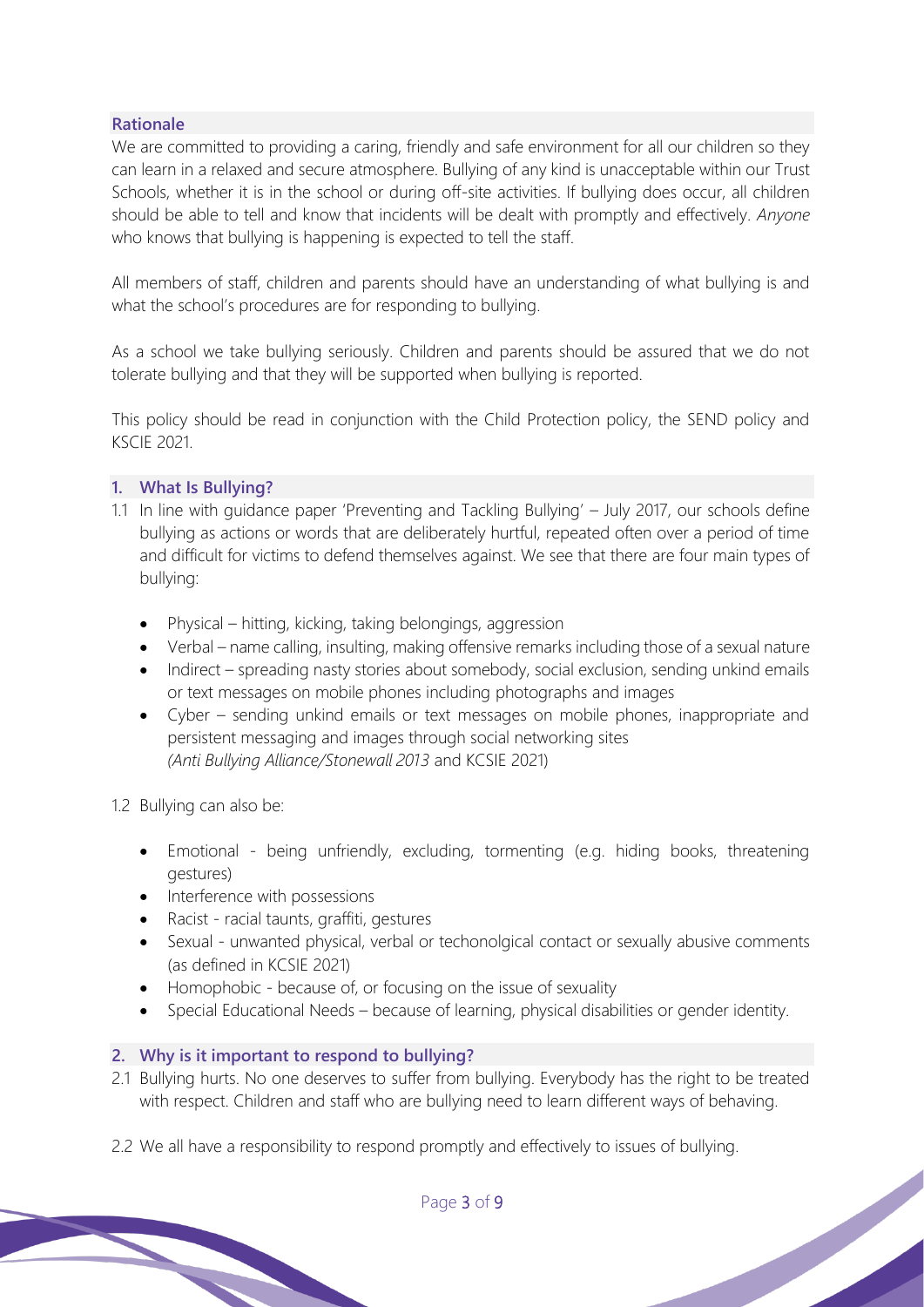## Rationale

We are committed to providing a caring, friendly and safe environment for all our children so they can learn in a relaxed and secure atmosphere. Bullying of any kind is unacceptable within our Trust Schools, whether it is in the school or during off-site activities. If bullying does occur, all children should be able to tell and know that incidents will be dealt with promptly and effectively. *Anyone* who knows that bullying is happening is expected to tell the staff.

All members of staff, children and parents should have an understanding of what bullying is and what the school's procedures are for responding to bullying.

As a school we take bullying seriously. Children and parents should be assured that we do not tolerate bullying and that they will be supported when bullying is reported.

This policy should be read in conjunction with the Child Protection policy, the SEND policy and KSCIE 2021.

## 1. What Is Bullying?

1.1 In line with guidance paper 'Preventing and Tackling Bullying' – July 2017, our schools define bullying as actions or words that are deliberately hurtful, repeated often over a period of time and difficult for victims to defend themselves against. We see that there are four main types of bullying:

- Physical – hitting, kicking, taking belongings, aggression
- Verbal – name calling, insulting, making offensive remarks including those of a sexual nature
- Indirect – spreading nasty stories about somebody, social exclusion, sending unkind emails or text messages on mobile phones including photographs and images
- Cyber – sending unkind emails or text messages on mobile phones, inappropriate and persistent messaging and images through social networking sites
  *(Anti Bullying Alliance/Stonewall 2013* and KCSIE 2021)

1.2 Bullying can also be:

- Emotional - being unfriendly, excluding, tormenting (e.g. hiding books, threatening gestures)
- Interference with possessions
- Racist - racial taunts, graffiti, gestures
- Sexual - unwanted physical, verbal or techonolgical contact or sexually abusive comments (as defined in KCSIE 2021)
- Homophobic - because of, or focusing on the issue of sexuality
- Special Educational Needs – because of learning, physical disabilities or gender identity.

## 2. Why is it important to respond to bullying?

2.1 Bullying hurts. No one deserves to suffer from bullying. Everybody has the right to be treated with respect. Children and staff who are bullying need to learn different ways of behaving.

2.2 We all have a responsibility to respond promptly and effectively to issues of bullying.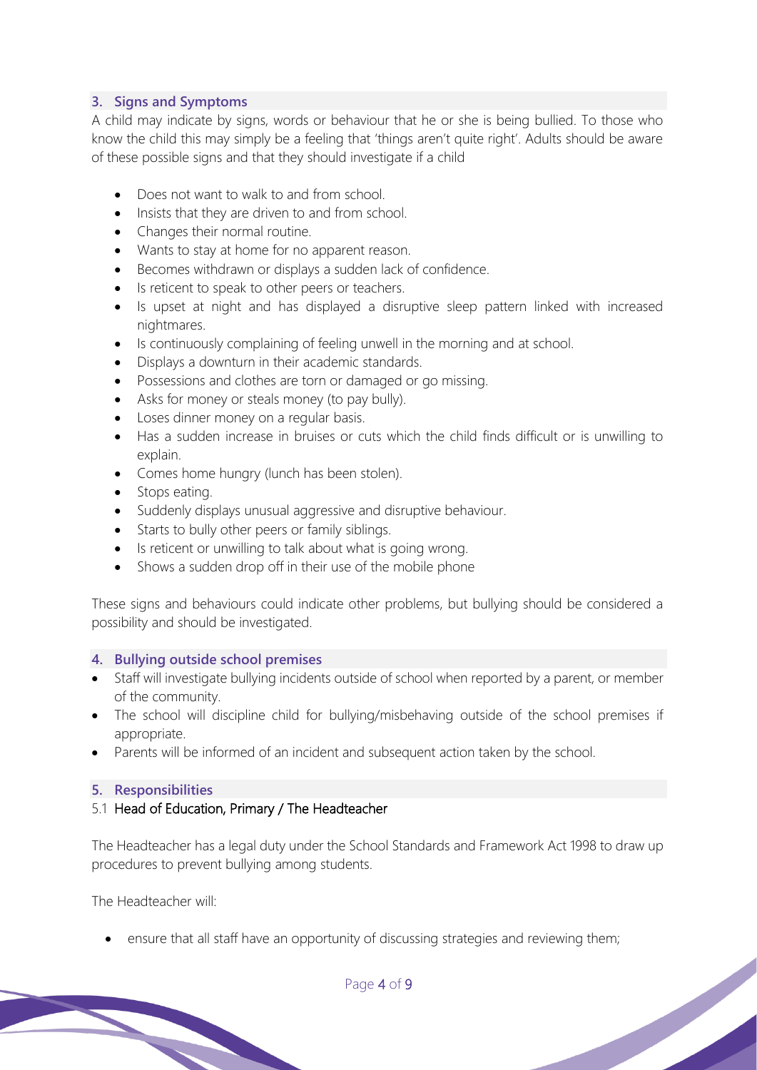## 3. Signs and Symptoms

A child may indicate by signs, words or behaviour that he or she is being bullied. To those who know the child this may simply be a feeling that 'things aren't quite right'. Adults should be aware of these possible signs and that they should investigate if a child

- Does not want to walk to and from school.
- Insists that they are driven to and from school.
- Changes their normal routine.
- Wants to stay at home for no apparent reason.
- Becomes withdrawn or displays a sudden lack of confidence.
- Is reticent to speak to other peers or teachers.
- Is upset at night and has displayed a disruptive sleep pattern linked with increased nightmares.
- Is continuously complaining of feeling unwell in the morning and at school.
- Displays a downturn in their academic standards.
- Possessions and clothes are torn or damaged or go missing.
- Asks for money or steals money (to pay bully).
- Loses dinner money on a regular basis.
- Has a sudden increase in bruises or cuts which the child finds difficult or is unwilling to explain.
- Comes home hungry (lunch has been stolen).
- Stops eating.
- Suddenly displays unusual aggressive and disruptive behaviour.
- Starts to bully other peers or family siblings.
- Is reticent or unwilling to talk about what is going wrong.
- Shows a sudden drop off in their use of the mobile phone

These signs and behaviours could indicate other problems, but bullying should be considered a possibility and should be investigated.

## 4. Bullying outside school premises

- Staff will investigate bullying incidents outside of school when reported by a parent, or member of the community.
- The school will discipline child for bullying/misbehaving outside of the school premises if appropriate.
- Parents will be informed of an incident and subsequent action taken by the school.

## 5. Responsibilities

### 5.1 Head of Education, Primary / The Headteacher

The Headteacher has a legal duty under the School Standards and Framework Act 1998 to draw up procedures to prevent bullying among students.

The Headteacher will:

- ensure that all staff have an opportunity of discussing strategies and reviewing them;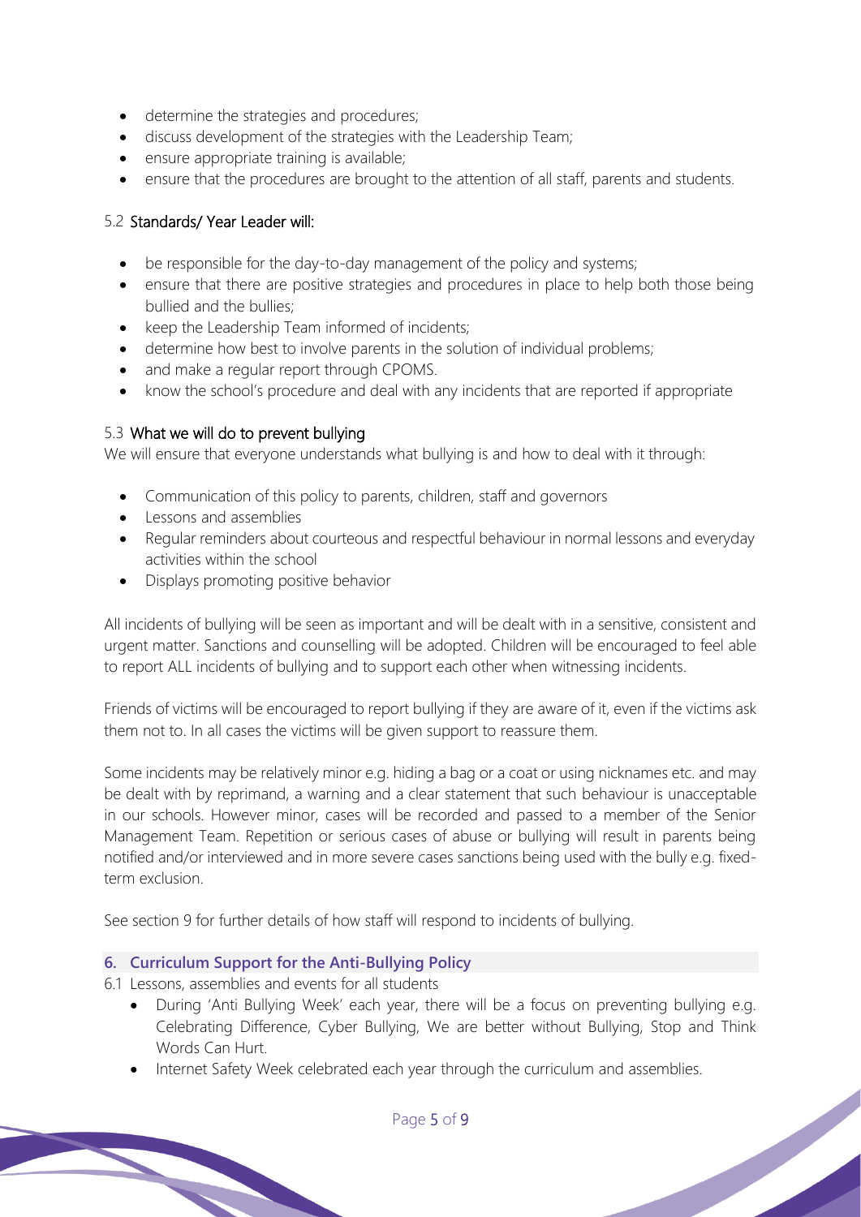- determine the strategies and procedures;
- discuss development of the strategies with the Leadership Team;
- ensure appropriate training is available;
- ensure that the procedures are brought to the attention of all staff, parents and students.

### 5.2 Standards/ Year Leader will:

- be responsible for the day-to-day management of the policy and systems;
- ensure that there are positive strategies and procedures in place to help both those being bullied and the bullies;
- keep the Leadership Team informed of incidents;
- determine how best to involve parents in the solution of individual problems;
- and make a regular report through CPOMS.
- know the school's procedure and deal with any incidents that are reported if appropriate

### 5.3 What we will do to prevent bullying

We will ensure that everyone understands what bullying is and how to deal with it through:

- Communication of this policy to parents, children, staff and governors
- Lessons and assemblies
- Regular reminders about courteous and respectful behaviour in normal lessons and everyday activities within the school
- Displays promoting positive behavior

All incidents of bullying will be seen as important and will be dealt with in a sensitive, consistent and urgent matter. Sanctions and counselling will be adopted. Children will be encouraged to feel able to report ALL incidents of bullying and to support each other when witnessing incidents.

Friends of victims will be encouraged to report bullying if they are aware of it, even if the victims ask them not to. In all cases the victims will be given support to reassure them.

Some incidents may be relatively minor e.g. hiding a bag or a coat or using nicknames etc. and may be dealt with by reprimand, a warning and a clear statement that such behaviour is unacceptable in our schools. However minor, cases will be recorded and passed to a member of the Senior Management Team. Repetition or serious cases of abuse or bullying will result in parents being notified and/or interviewed and in more severe cases sanctions being used with the bully e.g. fixed-term exclusion.

See section 9 for further details of how staff will respond to incidents of bullying.

## 6. Curriculum Support for the Anti-Bullying Policy

6.1 Lessons, assemblies and events for all students

- During 'Anti Bullying Week' each year, there will be a focus on preventing bullying e.g. Celebrating Difference, Cyber Bullying, We are better without Bullying, Stop and Think Words Can Hurt.
- Internet Safety Week celebrated each year through the curriculum and assemblies.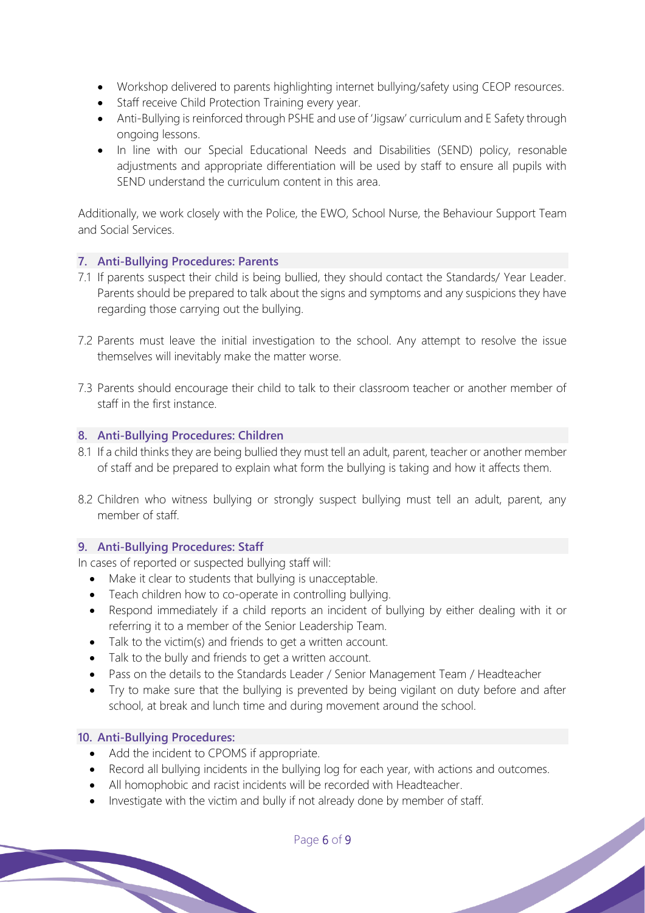- Workshop delivered to parents highlighting internet bullying/safety using CEOP resources.
- Staff receive Child Protection Training every year.
- Anti-Bullying is reinforced through PSHE and use of 'Jigsaw' curriculum and E Safety through ongoing lessons.
- In line with our Special Educational Needs and Disabilities (SEND) policy, resonable adjustments and appropriate differentiation will be used by staff to ensure all pupils with SEND understand the curriculum content in this area.

Additionally, we work closely with the Police, the EWO, School Nurse, the Behaviour Support Team and Social Services.

## 7. Anti-Bullying Procedures: Parents

7.1 If parents suspect their child is being bullied, they should contact the Standards/ Year Leader. Parents should be prepared to talk about the signs and symptoms and any suspicions they have regarding those carrying out the bullying.

7.2 Parents must leave the initial investigation to the school. Any attempt to resolve the issue themselves will inevitably make the matter worse.

7.3 Parents should encourage their child to talk to their classroom teacher or another member of staff in the first instance.

## 8. Anti-Bullying Procedures: Children

8.1 If a child thinks they are being bullied they must tell an adult, parent, teacher or another member of staff and be prepared to explain what form the bullying is taking and how it affects them.

8.2 Children who witness bullying or strongly suspect bullying must tell an adult, parent, any member of staff.

## 9. Anti-Bullying Procedures: Staff

In cases of reported or suspected bullying staff will:

- Make it clear to students that bullying is unacceptable.
- Teach children how to co-operate in controlling bullying.
- Respond immediately if a child reports an incident of bullying by either dealing with it or referring it to a member of the Senior Leadership Team.
- Talk to the victim(s) and friends to get a written account.
- Talk to the bully and friends to get a written account.
- Pass on the details to the Standards Leader / Senior Management Team / Headteacher
- Try to make sure that the bullying is prevented by being vigilant on duty before and after school, at break and lunch time and during movement around the school.

## 10. Anti-Bullying Procedures:

- Add the incident to CPOMS if appropriate.
- Record all bullying incidents in the bullying log for each year, with actions and outcomes.
- All homophobic and racist incidents will be recorded with Headteacher.
- Investigate with the victim and bully if not already done by member of staff.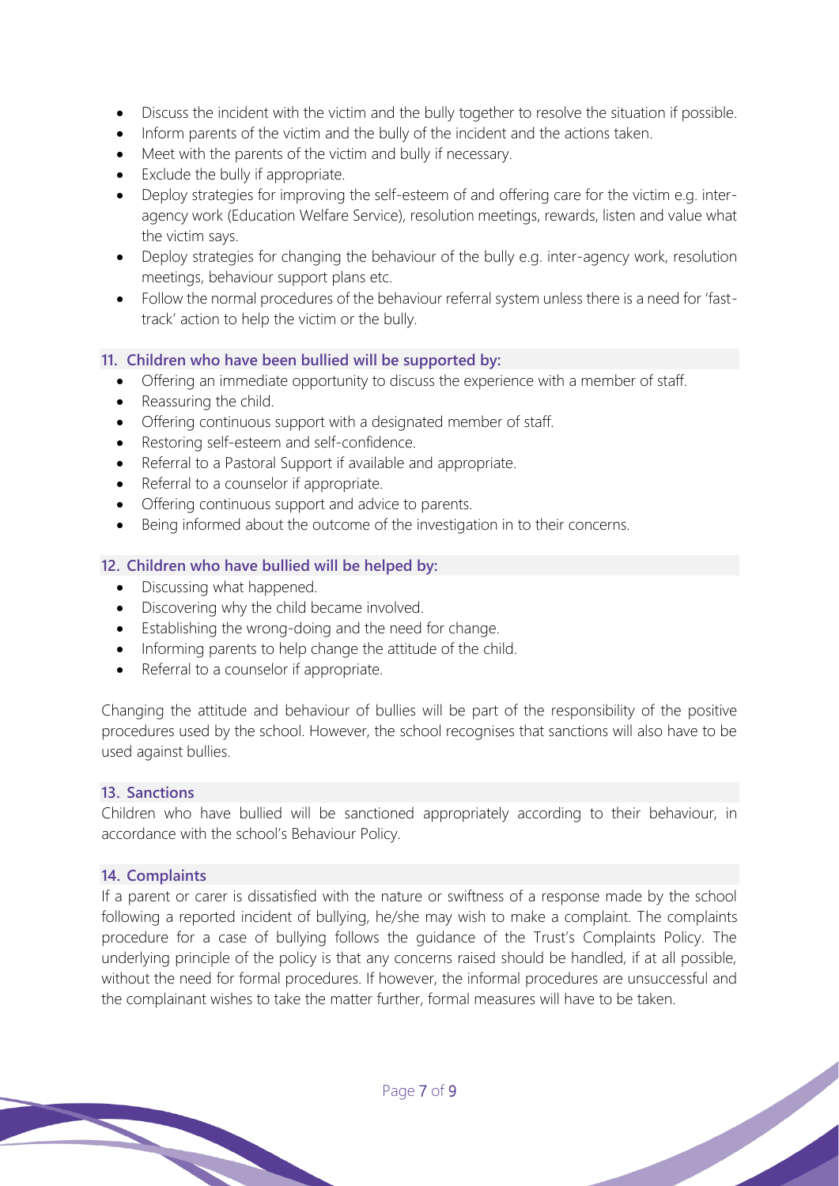- Discuss the incident with the victim and the bully together to resolve the situation if possible.
- Inform parents of the victim and the bully of the incident and the actions taken.
- Meet with the parents of the victim and bully if necessary.
- Exclude the bully if appropriate.
- Deploy strategies for improving the self-esteem of and offering care for the victim e.g. inter-agency work (Education Welfare Service), resolution meetings, rewards, listen and value what the victim says.
- Deploy strategies for changing the behaviour of the bully e.g. inter-agency work, resolution meetings, behaviour support plans etc.
- Follow the normal procedures of the behaviour referral system unless there is a need for 'fast-track' action to help the victim or the bully.

## 11. Children who have been bullied will be supported by:

- Offering an immediate opportunity to discuss the experience with a member of staff.
- Reassuring the child.
- Offering continuous support with a designated member of staff.
- Restoring self-esteem and self-confidence.
- Referral to a Pastoral Support if available and appropriate.
- Referral to a counselor if appropriate.
- Offering continuous support and advice to parents.
- Being informed about the outcome of the investigation in to their concerns.

## 12. Children who have bullied will be helped by:

- Discussing what happened.
- Discovering why the child became involved.
- Establishing the wrong-doing and the need for change.
- Informing parents to help change the attitude of the child.
- Referral to a counselor if appropriate.

Changing the attitude and behaviour of bullies will be part of the responsibility of the positive procedures used by the school. However, the school recognises that sanctions will also have to be used against bullies.

## 13. Sanctions

Children who have bullied will be sanctioned appropriately according to their behaviour, in accordance with the school's Behaviour Policy.

## 14. Complaints

If a parent or carer is dissatisfied with the nature or swiftness of a response made by the school following a reported incident of bullying, he/she may wish to make a complaint. The complaints procedure for a case of bullying follows the guidance of the Trust's Complaints Policy. The underlying principle of the policy is that any concerns raised should be handled, if at all possible, without the need for formal procedures. If however, the informal procedures are unsuccessful and the complainant wishes to take the matter further, formal measures will have to be taken.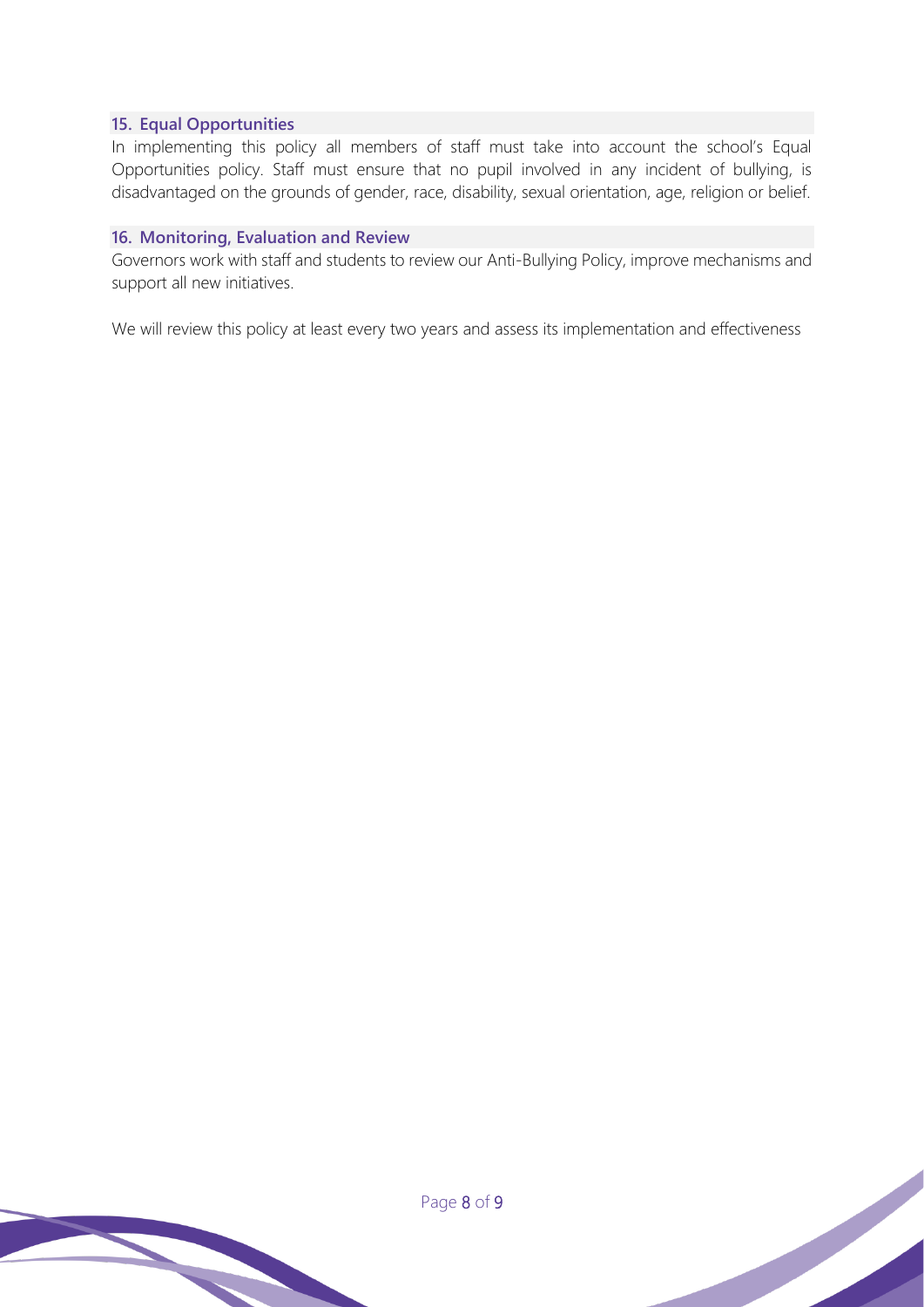## 15. Equal Opportunities

In implementing this policy all members of staff must take into account the school's Equal Opportunities policy. Staff must ensure that no pupil involved in any incident of bullying, is disadvantaged on the grounds of gender, race, disability, sexual orientation, age, religion or belief.

## 16. Monitoring, Evaluation and Review

Governors work with staff and students to review our Anti-Bullying Policy, improve mechanisms and support all new initiatives.

We will review this policy at least every two years and assess its implementation and effectiveness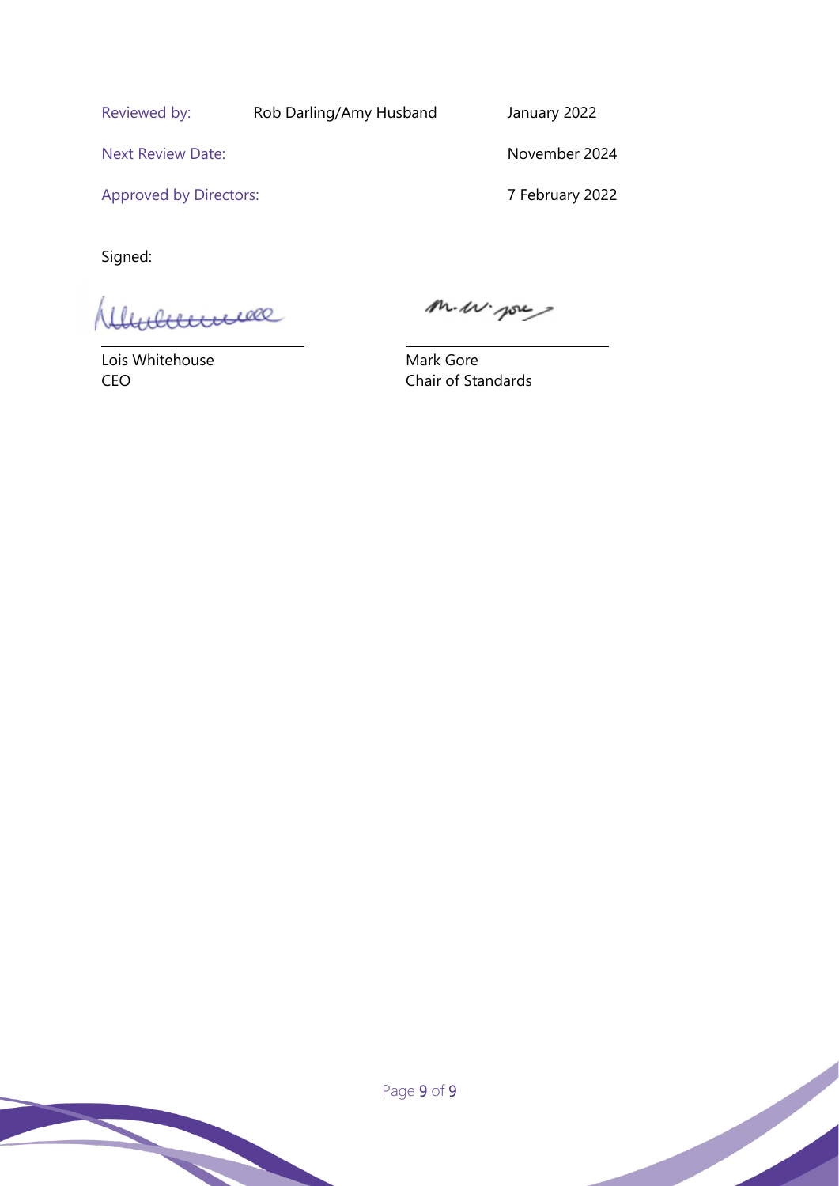| | | |
|---|---|---|
| Reviewed by: | Rob Darling/Amy Husband | January 2022 |
| Next Review Date: | | November 2024 |
| Approved by Directors: | | 7 February 2022 |

Signed:

| | |
|---|---|
| Lois Whitehouse | Mark Gore |
| CEO | Chair of Standards |